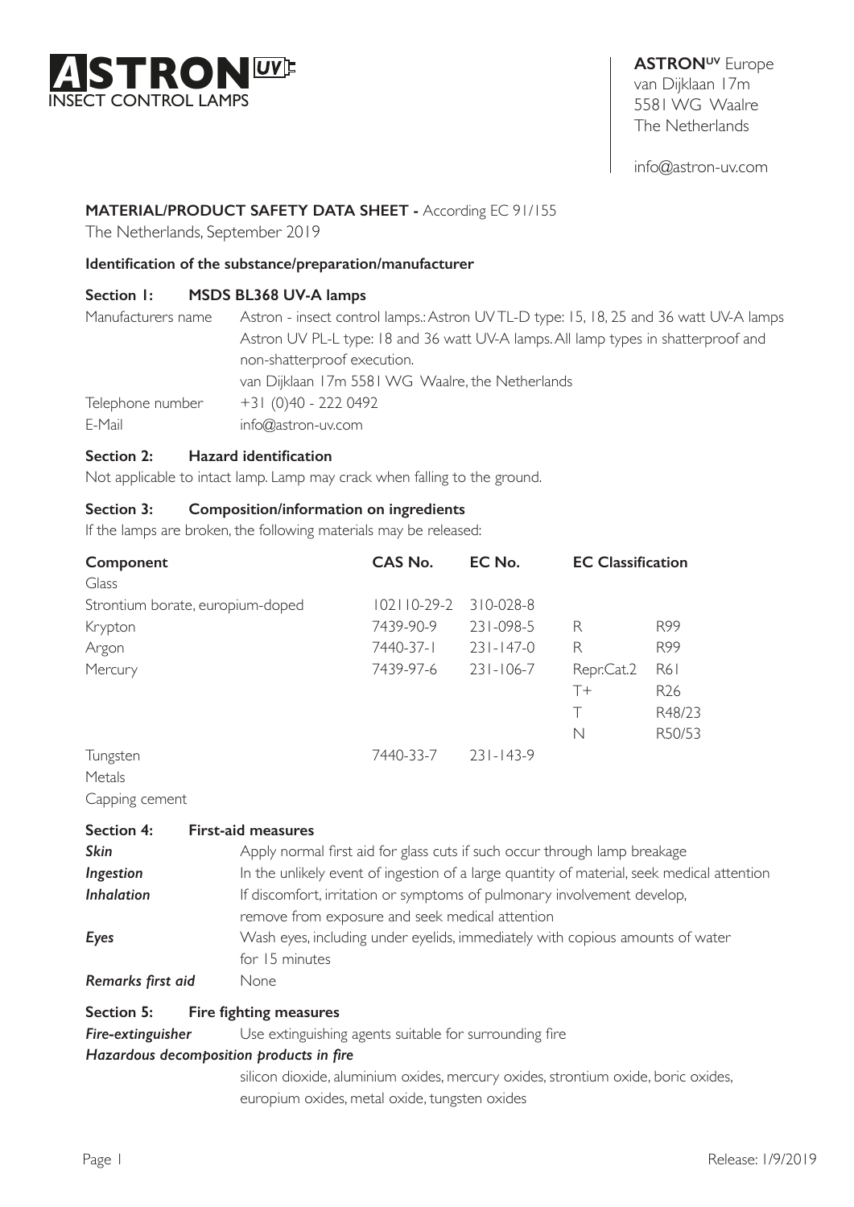**ASTRON** UV
INSECT CONTROL LAMPS

**ASTRON^UV** Europe
van Dijklaan 17m
5581 WG Waalre
The Netherlands

info@astron-uv.com

**MATERIAL/PRODUCT SAFETY DATA SHEET -** According EC 91/155
The Netherlands, September 2019

**Identification of the substance/preparation/manufacturer**

## Section 1: MSDS BL368 UV-A lamps

| | |
|---|---|
| Manufacturers name | Astron - insect control lamps.: Astron UV TL-D type: 15, 18, 25 and 36 watt UV-A lamps Astron UV PL-L type: 18 and 36 watt UV-A lamps. All lamp types in shatterproof and non-shatterproof execution. van Dijklaan 17m 5581 WG Waalre, the Netherlands |
| Telephone number | +31 (0)40 - 222 0492 |
| E-Mail | info@astron-uv.com |

## Section 2: Hazard identification

Not applicable to intact lamp. Lamp may crack when falling to the ground.

## Section 3: Composition/information on ingredients

If the lamps are broken, the following materials may be released:

| Component | CAS No. | EC No. | EC Classification | |
|---|---|---|---|---|
| Glass | | | | |
| Strontium borate, europium-doped | 102110-29-2 | 310-028-8 | | |
| Krypton | 7439-90-9 | 231-098-5 | R | R99 |
| Argon | 7440-37-1 | 231-147-0 | R | R99 |
| Mercury | 7439-97-6 | 231-106-7 | Repr.Cat.2 | R61 |
| | | | T+ | R26 |
| | | | T | R48/23 |
| | | | N | R50/53 |
| Tungsten | 7440-33-7 | 231-143-9 | | |
| Metals | | | | |
| Capping cement | | | | |

## Section 4: First-aid measures

| | |
|---|---|
| ***Skin*** | Apply normal first aid for glass cuts if such occur through lamp breakage |
| ***Ingestion*** | In the unlikely event of ingestion of a large quantity of material, seek medical attention |
| ***Inhalation*** | If discomfort, irritation or symptoms of pulmonary involvement develop, remove from exposure and seek medical attention |
| ***Eyes*** | Wash eyes, including under eyelids, immediately with copious amounts of water for 15 minutes |
| ***Remarks first aid*** | None |

## Section 5: Fire fighting measures

***Fire-extinguisher*** Use extinguishing agents suitable for surrounding fire

***Hazardous decomposition products in fire***

silicon dioxide, aluminium oxides, mercury oxides, strontium oxide, boric oxides, europium oxides, metal oxide, tungsten oxides

Release: 1/9/2019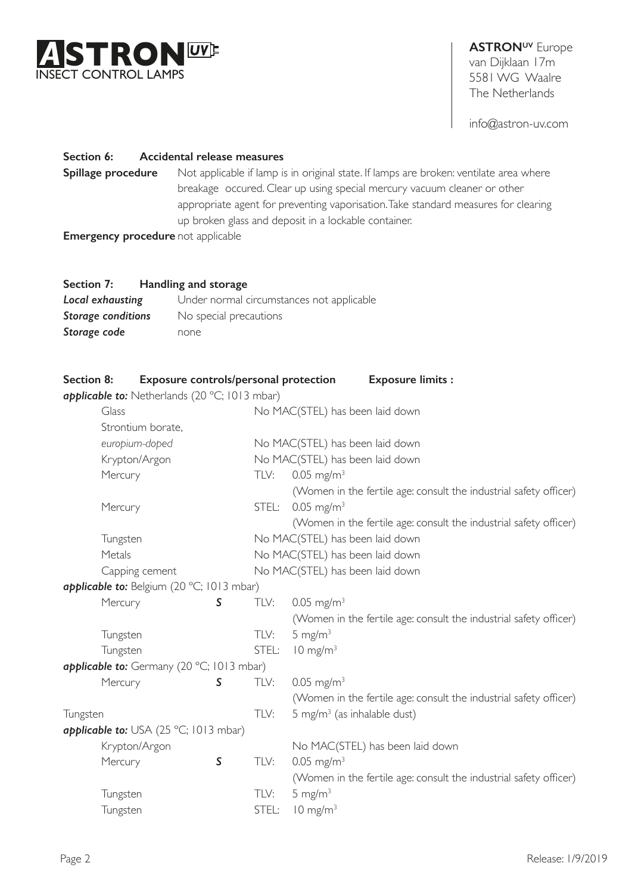**ASTRON** UV INSECT CONTROL LAMPS

**ASTRON**UV Europe
van Dijklaan 17m
5581 WG Waalre
The Netherlands

info@astron-uv.com

## Section 6: Accidental release measures

**Spillage procedure** Not applicable if lamp is in original state. If lamps are broken: ventilate area where breakage occured. Clear up using special mercury vacuum cleaner or other appropriate agent for preventing vaporisation. Take standard measures for clearing up broken glass and deposit in a lockable container.

**Emergency procedure** not applicable

## Section 7: Handling and storage

***Local exhausting*** Under normal circumstances not applicable

***Storage conditions*** No special precautions

***Storage code*** none

## Section 8: Exposure controls/personal protection — Exposure limits :

***applicable to:*** Netherlands (20 °C; 1013 mbar)

| Substance | | | Limit |
|---|---|---|---|
| Glass | | | No MAC(STEL) has been laid down |
| Strontium borate, *europium-doped* | | | No MAC(STEL) has been laid down |
| Krypton/Argon | | | No MAC(STEL) has been laid down |
| Mercury | | TLV: | 0.05 mg/m$^3$ (Women in the fertile age: consult the industrial safety officer) |
| Mercury | | STEL: | 0.05 mg/m$^3$ (Women in the fertile age: consult the industrial safety officer) |
| Tungsten | | | No MAC(STEL) has been laid down |
| Metals | | | No MAC(STEL) has been laid down |
| Capping cement | | | No MAC(STEL) has been laid down |

***applicable to:*** Belgium (20 °C; 1013 mbar)

| Substance | | | Limit |
|---|---|---|---|
| Mercury | *S* | TLV: | 0.05 mg/m$^3$ (Women in the fertile age: consult the industrial safety officer) |
| Tungsten | | TLV: | 5 mg/m$^3$ |
| Tungsten | | STEL: | 10 mg/m$^3$ |

***applicable to:*** Germany (20 °C; 1013 mbar)

| Substance | | | Limit |
|---|---|---|---|
| Mercury | *S* | TLV: | 0.05 mg/m$^3$ (Women in the fertile age: consult the industrial safety officer) |
| Tungsten | | TLV: | 5 mg/m$^3$ (as inhalable dust) |

***applicable to:*** USA (25 °C; 1013 mbar)

| Substance | | | Limit |
|---|---|---|---|
| Krypton/Argon | | | No MAC(STEL) has been laid down |
| Mercury | *S* | TLV: | 0.05 mg/m$^3$ (Women in the fertile age: consult the industrial safety officer) |
| Tungsten | | TLV: | 5 mg/m$^3$ |
| Tungsten | | STEL: | 10 mg/m$^3$ |

Release: 1/9/2019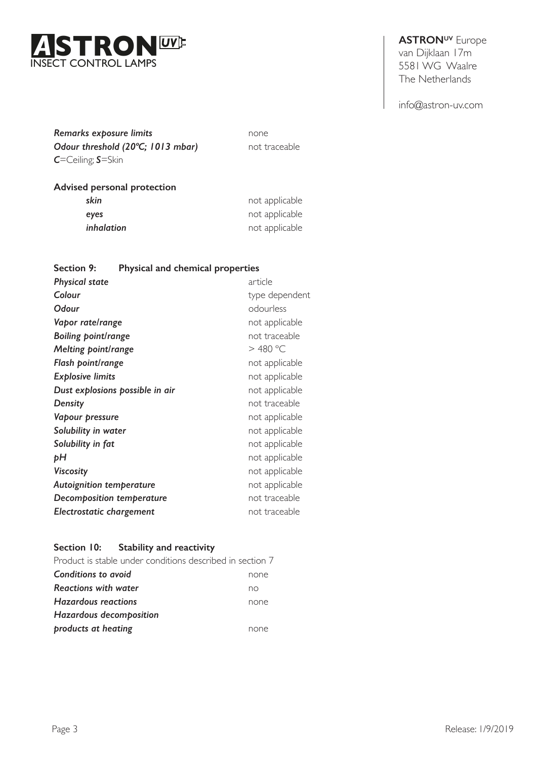*Remarks exposure limits* none
*Odour threshold (20ºC; 1013 mbar)* not traceable
***C***=Ceiling; ***S***=Skin

**Advised personal protection**

| | |
|---|---|
| *skin* | not applicable |
| *eyes* | not applicable |
| *inhalation* | not applicable |

## Section 9: Physical and chemical properties

| | |
|---|---|
| *Physical state* | article |
| *Colour* | type dependent |
| *Odour* | odourless |
| *Vapor rate/range* | not applicable |
| *Boiling point/range* | not traceable |
| *Melting point/range* | > 480 °C |
| *Flash point/range* | not applicable |
| *Explosive limits* | not applicable |
| *Dust explosions possible in air* | not applicable |
| *Density* | not traceable |
| *Vapour pressure* | not applicable |
| *Solubility in water* | not applicable |
| *Solubility in fat* | not applicable |
| *pH* | not applicable |
| *Viscosity* | not applicable |
| *Autoignition temperature* | not applicable |
| *Decomposition temperature* | not traceable |
| *Electrostatic chargement* | not traceable |

## Section 10: Stability and reactivity

Product is stable under conditions described in section 7

| | |
|---|---|
| *Conditions to avoid* | none |
| *Reactions with water* | no |
| *Hazardous reactions* | none |
| *Hazardous decomposition products at heating* | none |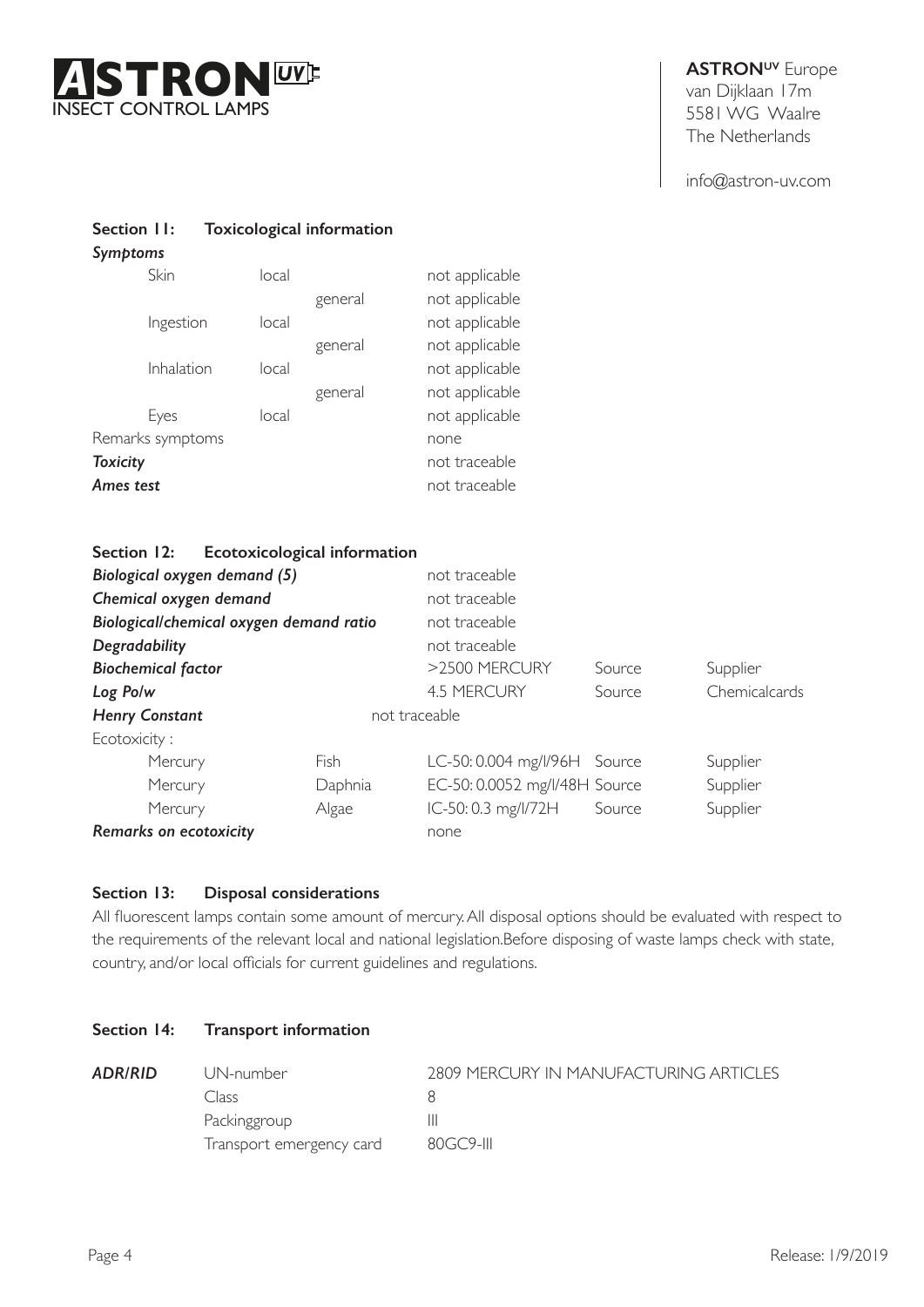## Section 11: Toxicological information

***Symptoms***

| | | | |
|---|---|---|---|
| Skin | local | | not applicable |
| | | general | not applicable |
| Ingestion | local | | not applicable |
| | | general | not applicable |
| Inhalation | local | | not applicable |
| | | general | not applicable |
| Eyes | local | | not applicable |

Remarks symptoms: none

***Toxicity***: not traceable

***Ames test***: not traceable

## Section 12: Ecotoxicological information

| | | | | |
|---|---|---|---|---|
| ***Biological oxygen demand (5)*** | | not traceable | | |
| ***Chemical oxygen demand*** | | not traceable | | |
| ***Biological/chemical oxygen demand ratio*** | | not traceable | | |
| ***Degradability*** | | not traceable | | |
| ***Biochemical factor*** | | >2500 MERCURY | Source | Supplier |
| ***Log Po/w*** | | 4.5 MERCURY | Source | Chemicalcards |
| ***Henry Constant*** | | not traceable | | |
| Ecotoxicity : | | | | |
| Mercury | Fish | LC-50: 0.004 mg/l/96H | Source | Supplier |
| Mercury | Daphnia | EC-50: 0.0052 mg/l/48H | Source | Supplier |
| Mercury | Algae | IC-50: 0.3 mg/l/72H | Source | Supplier |
| ***Remarks on ecotoxicity*** | | none | | |

## Section 13: Disposal considerations

All fluorescent lamps contain some amount of mercury. All disposal options should be evaluated with respect to the requirements of the relevant local and national legislation.Before disposing of waste lamps check with state, country, and/or local officials for current guidelines and regulations.

## Section 14: Transport information

| | | |
|---|---|---|
| ***ADR/RID*** | UN-number | 2809 MERCURY IN MANUFACTURING ARTICLES |
| | Class | 8 |
| | Packinggroup | III |
| | Transport emergency card | 80GC9-III |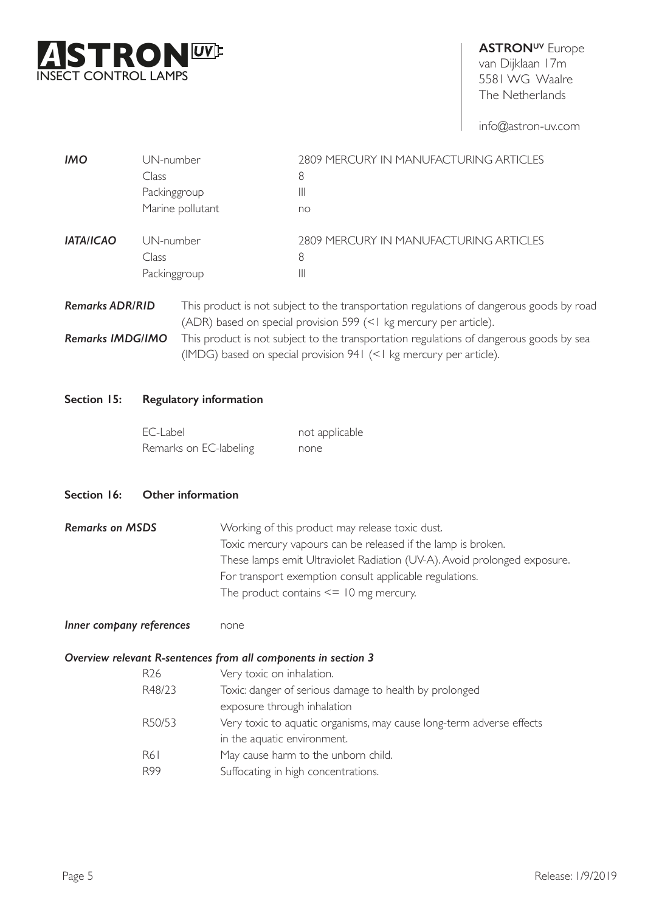| | | |
|---|---|---|
| ***IMO*** | UN-number | 2809 MERCURY IN MANUFACTURING ARTICLES |
| | Class | 8 |
| | Packinggroup | III |
| | Marine pollutant | no |
| ***IATA/ICAO*** | UN-number | 2809 MERCURY IN MANUFACTURING ARTICLES |
| | Class | 8 |
| | Packinggroup | III |

***Remarks ADR/RID*** This product is not subject to the transportation regulations of dangerous goods by road (ADR) based on special provision 599 (<1 kg mercury per article).

***Remarks IMDG/IMO*** This product is not subject to the transportation regulations of dangerous goods by sea (IMDG) based on special provision 941 (<1 kg mercury per article).

## Section 15: Regulatory information

| | |
|---|---|
| EC-Label | not applicable |
| Remarks on EC-labeling | none |

## Section 16: Other information

***Remarks on MSDS***

Working of this product may release toxic dust.
Toxic mercury vapours can be released if the lamp is broken.
These lamps emit Ultraviolet Radiation (UV-A). Avoid prolonged exposure.
For transport exemption consult applicable regulations.
The product contains <= 10 mg mercury.

***Inner company references*** none

***Overview relevant R-sentences from all components in section 3***

| | |
|---|---|
| R26 | Very toxic on inhalation. |
| R48/23 | Toxic: danger of serious damage to health by prolonged exposure through inhalation |
| R50/53 | Very toxic to aquatic organisms, may cause long-term adverse effects in the aquatic environment. |
| R61 | May cause harm to the unborn child. |
| R99 | Suffocating in high concentrations. |